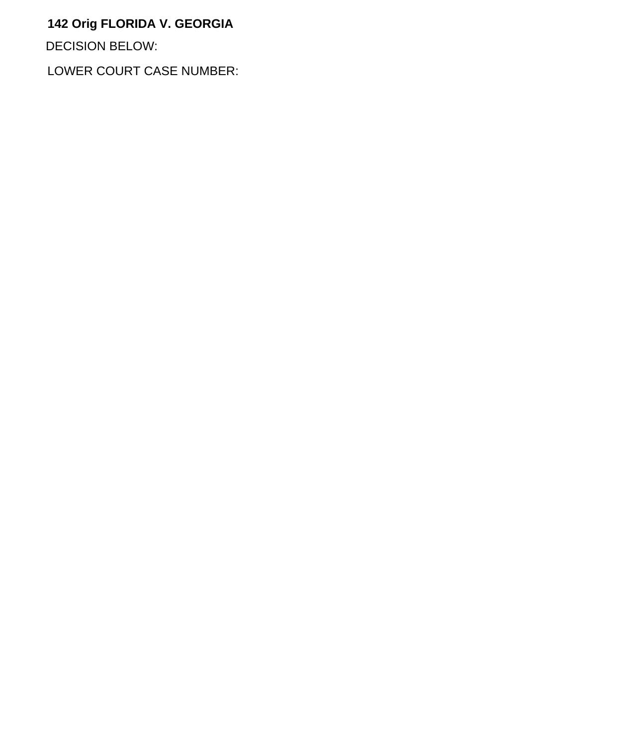**142 Orig FLORIDA V. GEORGIA**

DECISION BELOW:

LOWER COURT CASE NUMBER: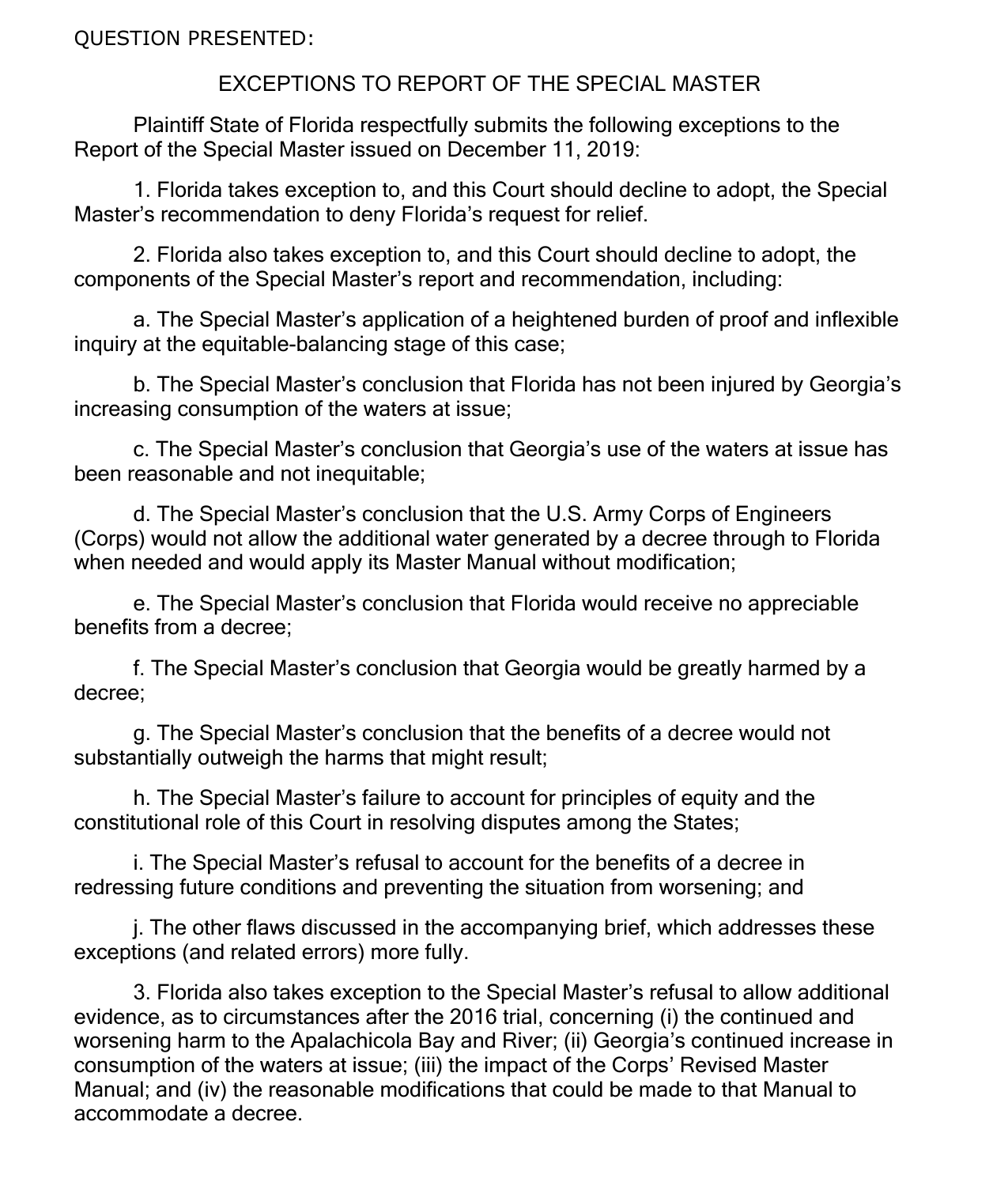QUESTION PRESENTED:

## EXCEPTIONS TO REPORT OF THE SPECIAL MASTER

Plaintiff State of Florida respectfully submits the following exceptions to the Report of the Special Master issued on December 11, 2019:

1. Florida takes exception to, and this Court should decline to adopt, the Special Master's recommendation to deny Florida's request for relief.

2. Florida also takes exception to, and this Court should decline to adopt, the components of the Special Master's report and recommendation, including:

a. The Special Master's application of a heightened burden of proof and inflexible inquiry at the equitable-balancing stage of this case;

b. The Special Master's conclusion that Florida has not been injured by Georgia's increasing consumption of the waters at issue;

c. The Special Master's conclusion that Georgia's use of the waters at issue has been reasonable and not inequitable;

d. The Special Master's conclusion that the U.S. Army Corps of Engineers (Corps) would not allow the additional water generated by a decree through to Florida when needed and would apply its Master Manual without modification;

e. The Special Master's conclusion that Florida would receive no appreciable benefits from a decree;

f. The Special Master's conclusion that Georgia would be greatly harmed by a decree;

g. The Special Master's conclusion that the benefits of a decree would not substantially outweigh the harms that might result;

h. The Special Master's failure to account for principles of equity and the constitutional role of this Court in resolving disputes among the States;

i. The Special Master's refusal to account for the benefits of a decree in redressing future conditions and preventing the situation from worsening; and

j. The other flaws discussed in the accompanying brief, which addresses these exceptions (and related errors) more fully.

3. Florida also takes exception to the Special Master's refusal to allow additional evidence, as to circumstances after the 2016 trial, concerning (i) the continued and worsening harm to the Apalachicola Bay and River; (ii) Georgia's continued increase in consumption of the waters at issue; (iii) the impact of the Corps' Revised Master Manual; and (iv) the reasonable modifications that could be made to that Manual to accommodate a decree.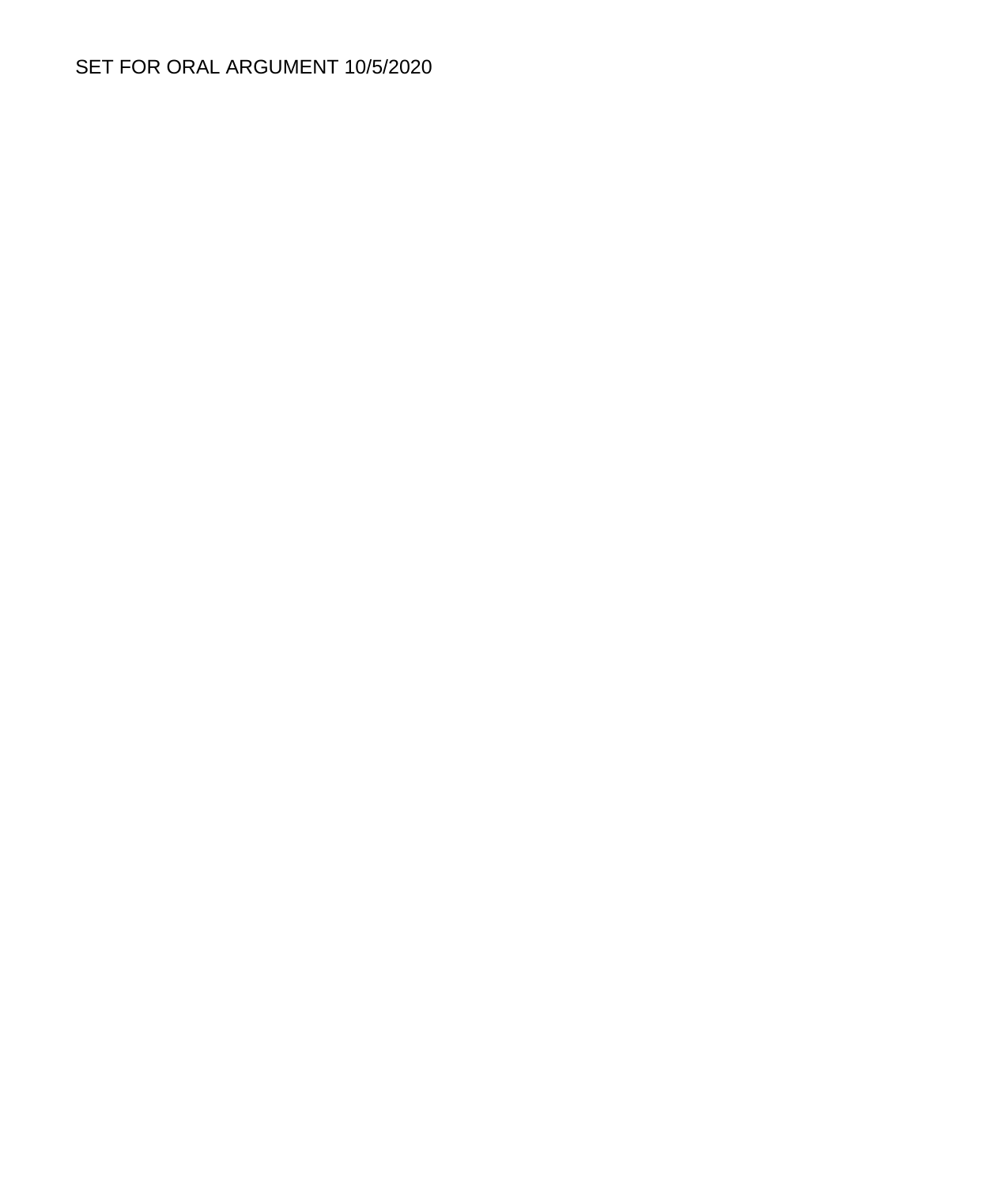SET FOR ORAL ARGUMENT 10/5/2020